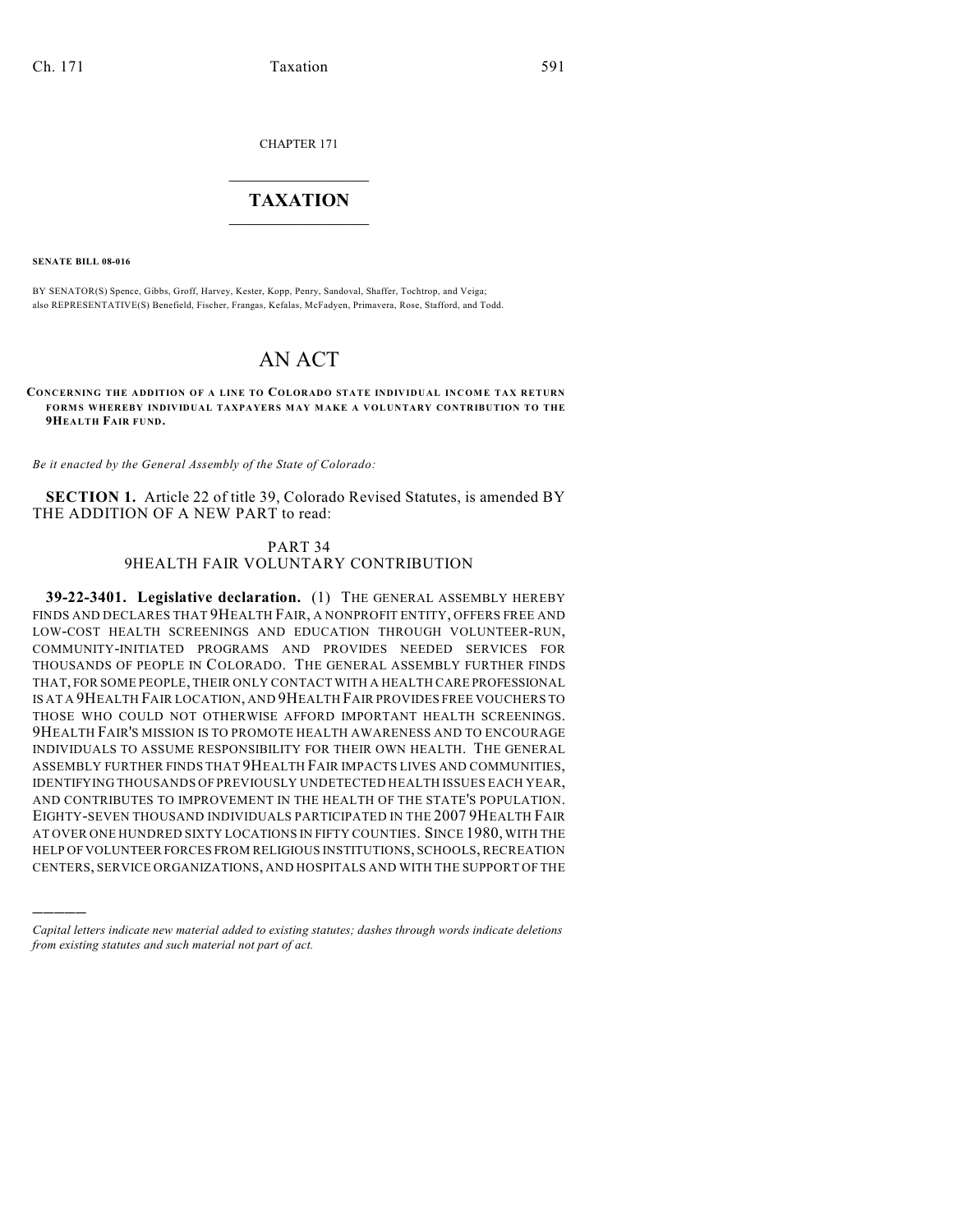CHAPTER 171

# TAXATION

**SENATE BILL 08-016**

BY SENATOR(S) Spence, Gibbs, Groff, Harvey, Kester, Kopp, Penry, Sandoval, Shaffer, Tochtrop, and Veiga;
also REPRESENTATIVE(S) Benefield, Fischer, Frangas, Kefalas, McFadyen, Primavera, Rose, Stafford, and Todd.

# AN ACT

**CONCERNING THE ADDITION OF A LINE TO COLORADO STATE INDIVIDUAL INCOME TAX RETURN FORMS WHEREBY INDIVIDUAL TAXPAYERS MAY MAKE A VOLUNTARY CONTRIBUTION TO THE 9HEALTH FAIR FUND.**

*Be it enacted by the General Assembly of the State of Colorado:*

**SECTION 1.** Article 22 of title 39, Colorado Revised Statutes, is amended BY THE ADDITION OF A NEW PART to read:

PART 34
9HEALTH FAIR VOLUNTARY CONTRIBUTION

**39-22-3401. Legislative declaration.** (1) THE GENERAL ASSEMBLY HEREBY FINDS AND DECLARES THAT 9HEALTH FAIR, A NONPROFIT ENTITY, OFFERS FREE AND LOW-COST HEALTH SCREENINGS AND EDUCATION THROUGH VOLUNTEER-RUN, COMMUNITY-INITIATED PROGRAMS AND PROVIDES NEEDED SERVICES FOR THOUSANDS OF PEOPLE IN COLORADO. THE GENERAL ASSEMBLY FURTHER FINDS THAT, FOR SOME PEOPLE, THEIR ONLY CONTACT WITH A HEALTH CARE PROFESSIONAL IS AT A 9HEALTH FAIR LOCATION, AND 9HEALTH FAIR PROVIDES FREE VOUCHERS TO THOSE WHO COULD NOT OTHERWISE AFFORD IMPORTANT HEALTH SCREENINGS. 9HEALTH FAIR'S MISSION IS TO PROMOTE HEALTH AWARENESS AND TO ENCOURAGE INDIVIDUALS TO ASSUME RESPONSIBILITY FOR THEIR OWN HEALTH. THE GENERAL ASSEMBLY FURTHER FINDS THAT 9HEALTH FAIR IMPACTS LIVES AND COMMUNITIES, IDENTIFYING THOUSANDS OF PREVIOUSLY UNDETECTED HEALTH ISSUES EACH YEAR, AND CONTRIBUTES TO IMPROVEMENT IN THE HEALTH OF THE STATE'S POPULATION. EIGHTY-SEVEN THOUSAND INDIVIDUALS PARTICIPATED IN THE 2007 9HEALTH FAIR AT OVER ONE HUNDRED SIXTY LOCATIONS IN FIFTY COUNTIES. SINCE 1980, WITH THE HELP OF VOLUNTEER FORCES FROM RELIGIOUS INSTITUTIONS, SCHOOLS, RECREATION CENTERS, SERVICE ORGANIZATIONS, AND HOSPITALS AND WITH THE SUPPORT OF THE

---

*Capital letters indicate new material added to existing statutes; dashes through words indicate deletions from existing statutes and such material not part of act.*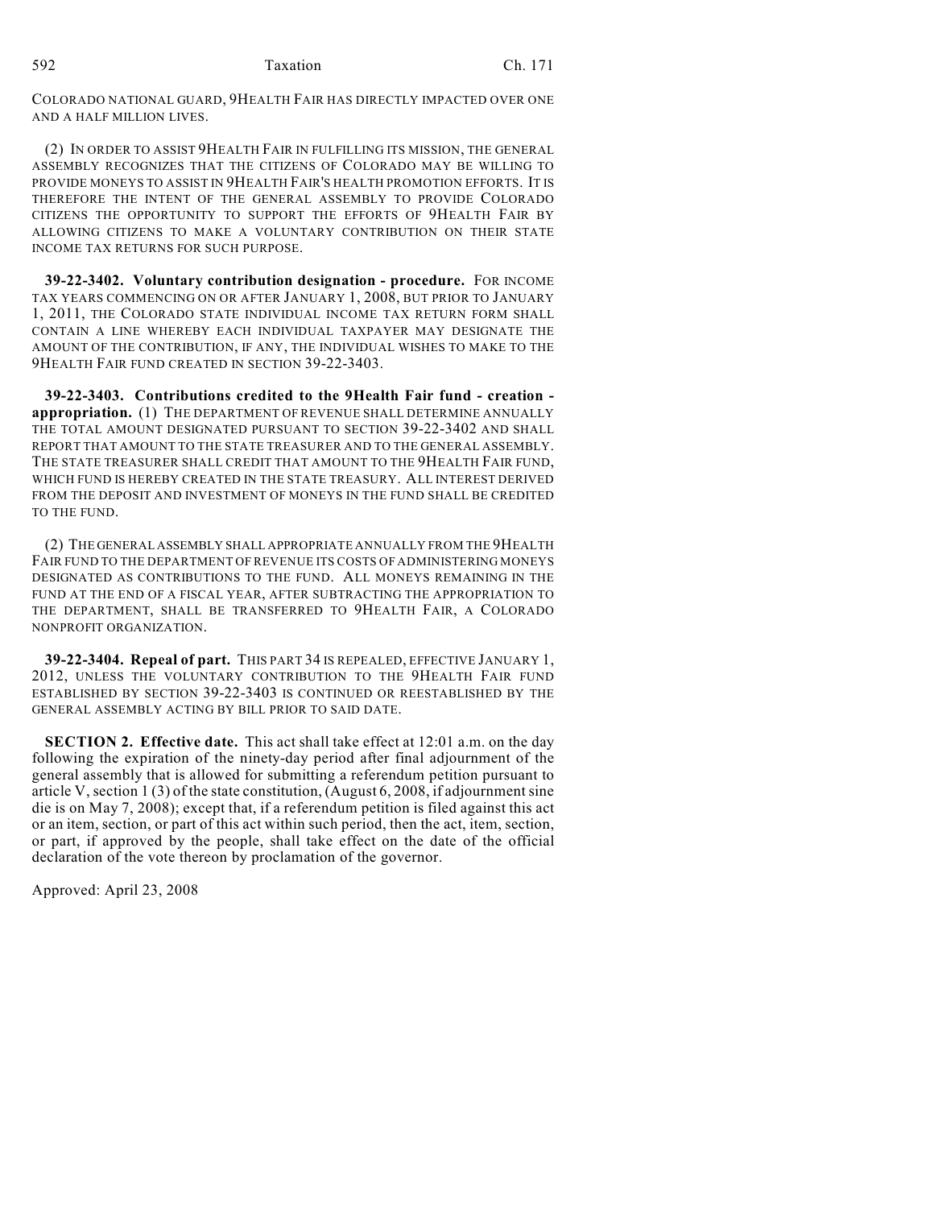COLORADO NATIONAL GUARD, 9HEALTH FAIR HAS DIRECTLY IMPACTED OVER ONE AND A HALF MILLION LIVES.

(2) IN ORDER TO ASSIST 9HEALTH FAIR IN FULFILLING ITS MISSION, THE GENERAL ASSEMBLY RECOGNIZES THAT THE CITIZENS OF COLORADO MAY BE WILLING TO PROVIDE MONEYS TO ASSIST IN 9HEALTH FAIR'S HEALTH PROMOTION EFFORTS. IT IS THEREFORE THE INTENT OF THE GENERAL ASSEMBLY TO PROVIDE COLORADO CITIZENS THE OPPORTUNITY TO SUPPORT THE EFFORTS OF 9HEALTH FAIR BY ALLOWING CITIZENS TO MAKE A VOLUNTARY CONTRIBUTION ON THEIR STATE INCOME TAX RETURNS FOR SUCH PURPOSE.

**39-22-3402. Voluntary contribution designation - procedure.** FOR INCOME TAX YEARS COMMENCING ON OR AFTER JANUARY 1, 2008, BUT PRIOR TO JANUARY 1, 2011, THE COLORADO STATE INDIVIDUAL INCOME TAX RETURN FORM SHALL CONTAIN A LINE WHEREBY EACH INDIVIDUAL TAXPAYER MAY DESIGNATE THE AMOUNT OF THE CONTRIBUTION, IF ANY, THE INDIVIDUAL WISHES TO MAKE TO THE 9HEALTH FAIR FUND CREATED IN SECTION 39-22-3403.

**39-22-3403. Contributions credited to the 9Health Fair fund - creation - appropriation.** (1) THE DEPARTMENT OF REVENUE SHALL DETERMINE ANNUALLY THE TOTAL AMOUNT DESIGNATED PURSUANT TO SECTION 39-22-3402 AND SHALL REPORT THAT AMOUNT TO THE STATE TREASURER AND TO THE GENERAL ASSEMBLY. THE STATE TREASURER SHALL CREDIT THAT AMOUNT TO THE 9HEALTH FAIR FUND, WHICH FUND IS HEREBY CREATED IN THE STATE TREASURY. ALL INTEREST DERIVED FROM THE DEPOSIT AND INVESTMENT OF MONEYS IN THE FUND SHALL BE CREDITED TO THE FUND.

(2) THE GENERAL ASSEMBLY SHALL APPROPRIATE ANNUALLY FROM THE 9HEALTH FAIR FUND TO THE DEPARTMENT OF REVENUE ITS COSTS OF ADMINISTERING MONEYS DESIGNATED AS CONTRIBUTIONS TO THE FUND. ALL MONEYS REMAINING IN THE FUND AT THE END OF A FISCAL YEAR, AFTER SUBTRACTING THE APPROPRIATION TO THE DEPARTMENT, SHALL BE TRANSFERRED TO 9HEALTH FAIR, A COLORADO NONPROFIT ORGANIZATION.

**39-22-3404. Repeal of part.** THIS PART 34 IS REPEALED, EFFECTIVE JANUARY 1, 2012, UNLESS THE VOLUNTARY CONTRIBUTION TO THE 9HEALTH FAIR FUND ESTABLISHED BY SECTION 39-22-3403 IS CONTINUED OR REESTABLISHED BY THE GENERAL ASSEMBLY ACTING BY BILL PRIOR TO SAID DATE.

**SECTION 2. Effective date.** This act shall take effect at 12:01 a.m. on the day following the expiration of the ninety-day period after final adjournment of the general assembly that is allowed for submitting a referendum petition pursuant to article V, section 1 (3) of the state constitution, (August 6, 2008, if adjournment sine die is on May 7, 2008); except that, if a referendum petition is filed against this act or an item, section, or part of this act within such period, then the act, item, section, or part, if approved by the people, shall take effect on the date of the official declaration of the vote thereon by proclamation of the governor.

Approved: April 23, 2008